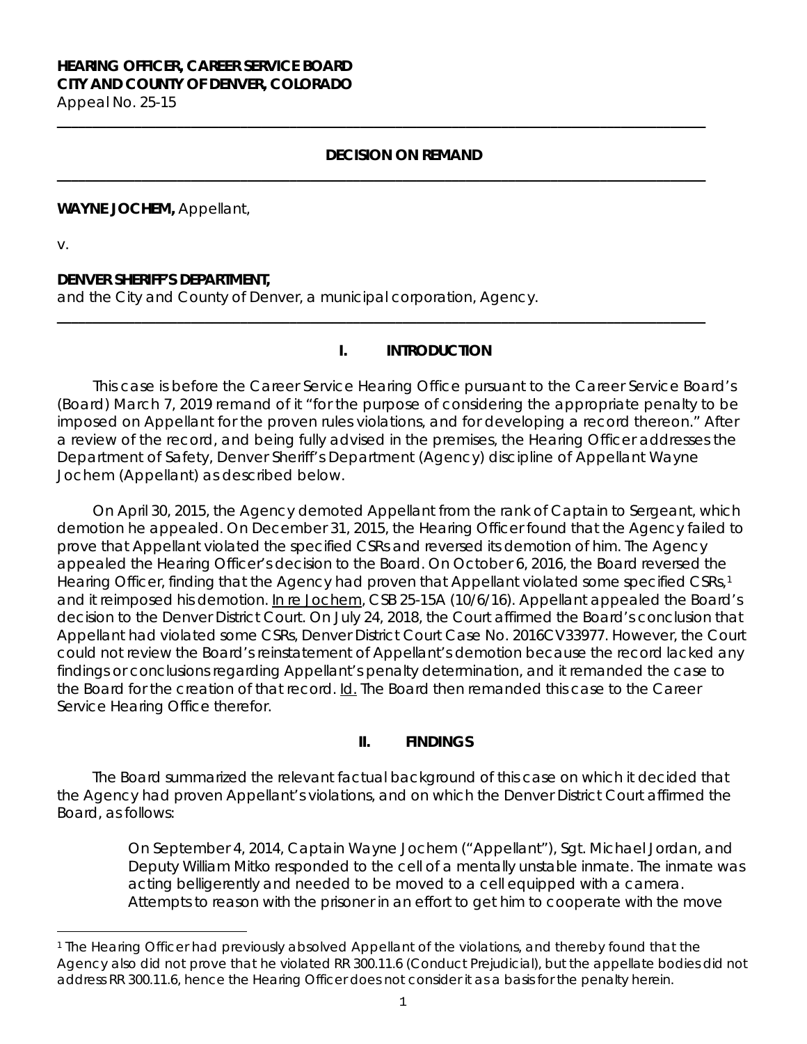**HEARING OFFICER, CAREER SERVICE BOARD**
**CITY AND COUNTY OF DENVER, COLORADO**
Appeal No. 25-15

---

**DECISION ON REMAND**

---

**WAYNE JOCHEM,** Appellant,

v.

**DENVER SHERIFF'S DEPARTMENT,**
and the City and County of Denver, a municipal corporation, Agency.

---

## I. INTRODUCTION

This case is before the Career Service Hearing Office pursuant to the Career Service Board's (Board) March 7, 2019 remand of it "for the purpose of considering the appropriate penalty to be imposed on Appellant for the proven rules violations, and for developing a record thereon." After a review of the record, and being fully advised in the premises, the Hearing Officer addresses the Department of Safety, Denver Sheriff's Department (Agency) discipline of Appellant Wayne Jochem (Appellant) as described below.

On April 30, 2015, the Agency demoted Appellant from the rank of Captain to Sergeant, which demotion he appealed. On December 31, 2015, the Hearing Officer found that the Agency failed to prove that Appellant violated the specified CSRs and reversed its demotion of him. The Agency appealed the Hearing Officer's decision to the Board. On October 6, 2016, the Board reversed the Hearing Officer, finding that the Agency had proven that Appellant violated some specified CSRs,[1] and it reimposed his demotion. In re Jochem, CSB 25-15A (10/6/16). Appellant appealed the Board's decision to the Denver District Court. On July 24, 2018, the Court affirmed the Board's conclusion that Appellant had violated some CSRs, Denver District Court Case No. 2016CV33977. However, the Court could not review the Board's reinstatement of Appellant's demotion because the record lacked any findings or conclusions regarding Appellant's penalty determination, and it remanded the case to the Board for the creation of that record. Id. The Board then remanded this case to the Career Service Hearing Office therefor.

## II. FINDINGS

The Board summarized the relevant factual background of this case on which it decided that the Agency had proven Appellant's violations, and on which the Denver District Court affirmed the Board, as follows:

> On September 4, 2014, Captain Wayne Jochem ("Appellant"), Sgt. Michael Jordan, and Deputy William Mitko responded to the cell of a mentally unstable inmate. The inmate was acting belligerently and needed to be moved to a cell equipped with a camera. Attempts to reason with the prisoner in an effort to get him to cooperate with the move

---

[1] The Hearing Officer had previously absolved Appellant of the violations, and thereby found that the Agency also did not prove that he violated RR 300.11.6 (Conduct Prejudicial), but the appellate bodies did not address RR 300.11.6, hence the Hearing Officer does not consider it as a basis for the penalty herein.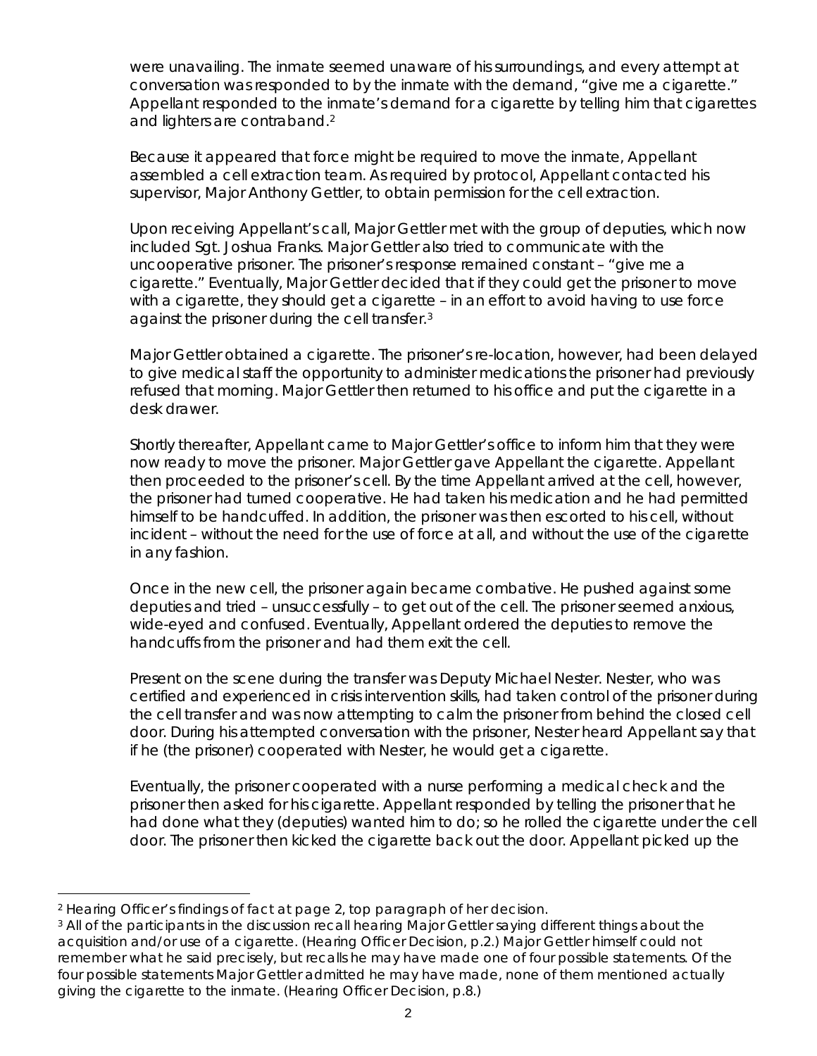were unavailing. The inmate seemed unaware of his surroundings, and every attempt at conversation was responded to by the inmate with the demand, "give me a cigarette." Appellant responded to the inmate's demand for a cigarette by telling him that cigarettes and lighters are contraband.[2]

Because it appeared that force might be required to move the inmate, Appellant assembled a cell extraction team. As required by protocol, Appellant contacted his supervisor, Major Anthony Gettler, to obtain permission for the cell extraction.

Upon receiving Appellant's call, Major Gettler met with the group of deputies, which now included Sgt. Joshua Franks. Major Gettler also tried to communicate with the uncooperative prisoner. The prisoner's response remained constant – "give me a cigarette." Eventually, Major Gettler decided that if they could get the prisoner to move with a cigarette, they should get a cigarette – in an effort to avoid having to use force against the prisoner during the cell transfer.[3]

Major Gettler obtained a cigarette. The prisoner's re-location, however, had been delayed to give medical staff the opportunity to administer medications the prisoner had previously refused that morning. Major Gettler then returned to his office and put the cigarette in a desk drawer.

Shortly thereafter, Appellant came to Major Gettler's office to inform him that they were now ready to move the prisoner. Major Gettler gave Appellant the cigarette. Appellant then proceeded to the prisoner's cell. By the time Appellant arrived at the cell, however, the prisoner had turned cooperative. He had taken his medication and he had permitted himself to be handcuffed. In addition, the prisoner was then escorted to his cell, without incident – without the need for the use of force at all, and without the use of the cigarette in any fashion.

Once in the new cell, the prisoner again became combative. He pushed against some deputies and tried – unsuccessfully – to get out of the cell. The prisoner seemed anxious, wide-eyed and confused. Eventually, Appellant ordered the deputies to remove the handcuffs from the prisoner and had them exit the cell.

Present on the scene during the transfer was Deputy Michael Nester. Nester, who was certified and experienced in crisis intervention skills, had taken control of the prisoner during the cell transfer and was now attempting to calm the prisoner from behind the closed cell door. During his attempted conversation with the prisoner, Nester heard Appellant say that if he (the prisoner) cooperated with Nester, he would get a cigarette.

Eventually, the prisoner cooperated with a nurse performing a medical check and the prisoner then asked for his cigarette. Appellant responded by telling the prisoner that he had done what they (deputies) wanted him to do; so he rolled the cigarette under the cell door. The prisoner then kicked the cigarette back out the door. Appellant picked up the

---

[2] Hearing Officer's findings of fact at page 2, top paragraph of her decision.

[3] All of the participants in the discussion recall hearing Major Gettler saying different things about the acquisition and/or use of a cigarette. (Hearing Officer Decision, p.2.) Major Gettler himself could not remember what he said precisely, but recalls he may have made one of four possible statements. Of the four possible statements Major Gettler admitted he may have made, none of them mentioned actually giving the cigarette to the inmate. (Hearing Officer Decision, p.8.)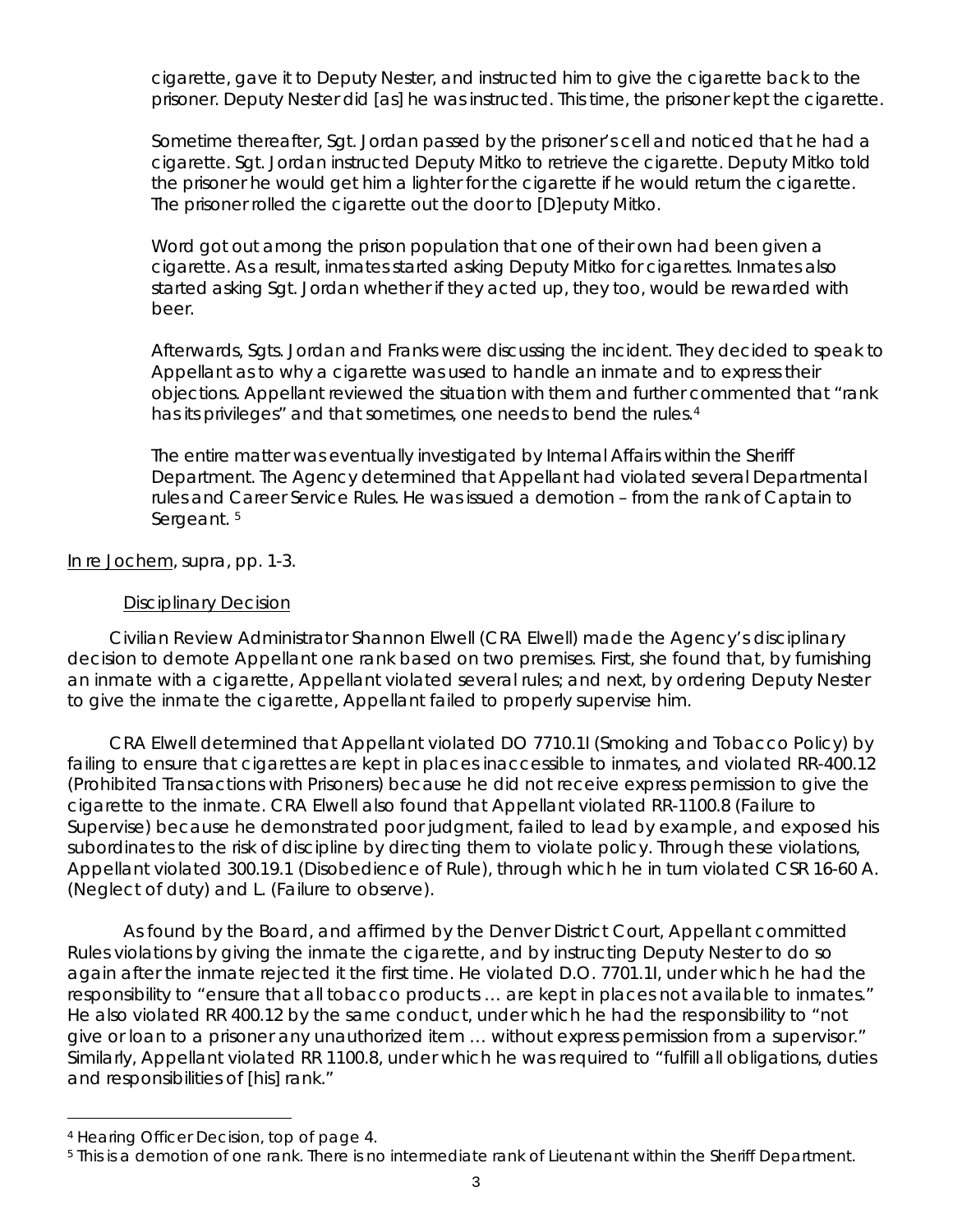> cigarette, gave it to Deputy Nester, and instructed him to give the cigarette back to the prisoner. Deputy Nester did [as] he was instructed. This time, the prisoner kept the cigarette.
>
> Sometime thereafter, Sgt. Jordan passed by the prisoner's cell and noticed that he had a cigarette. Sgt. Jordan instructed Deputy Mitko to retrieve the cigarette. Deputy Mitko told the prisoner he would get him a lighter for the cigarette if he would return the cigarette. The prisoner rolled the cigarette out the door to [D]eputy Mitko.
>
> Word got out among the prison population that one of their own had been given a cigarette. As a result, inmates started asking Deputy Mitko for cigarettes. Inmates also started asking Sgt. Jordan whether if they acted up, they too, would be rewarded with beer.
>
> Afterwards, Sgts. Jordan and Franks were discussing the incident. They decided to speak to Appellant as to why a cigarette was used to handle an inmate and to express their objections. Appellant reviewed the situation with them and further commented that "rank has its privileges" and that sometimes, one needs to bend the rules.[4]
>
> The entire matter was eventually investigated by Internal Affairs within the Sheriff Department. The Agency determined that Appellant had violated several Departmental rules and Career Service Rules. He was issued a demotion – from the rank of Captain to Sergeant. [5]

In re Jochem, supra, pp. 1-3.

Disciplinary Decision

Civilian Review Administrator Shannon Elwell (CRA Elwell) made the Agency's disciplinary decision to demote Appellant one rank based on two premises. First, she found that, by furnishing an inmate with a cigarette, Appellant violated several rules; and next, by ordering Deputy Nester to give the inmate the cigarette, Appellant failed to properly supervise him.

CRA Elwell determined that Appellant violated DO 7710.1I (Smoking and Tobacco Policy) by failing to ensure that cigarettes are kept in places inaccessible to inmates, and violated RR-400.12 (Prohibited Transactions with Prisoners) because he did not receive express permission to give the cigarette to the inmate. CRA Elwell also found that Appellant violated RR-1100.8 (Failure to Supervise) because he demonstrated poor judgment, failed to lead by example, and exposed his subordinates to the risk of discipline by directing them to violate policy. Through these violations, Appellant violated 300.19.1 (Disobedience of Rule), through which he in turn violated CSR 16-60 A. (Neglect of duty) and L. (Failure to observe).

As found by the Board, and affirmed by the Denver District Court, Appellant committed Rules violations by giving the inmate the cigarette, and by instructing Deputy Nester to do so again after the inmate rejected it the first time. He violated D.O. 7701.1I, under which he had the responsibility to "ensure that all tobacco products … are kept in places not available to inmates." He also violated RR 400.12 by the same conduct, under which he had the responsibility to "not give or loan to a prisoner any unauthorized item … without express permission from a supervisor." Similarly, Appellant violated RR 1100.8, under which he was required to "fulfill all obligations, duties and responsibilities of [his] rank."

---

[4] Hearing Officer Decision, top of page 4.

[5] This is a demotion of one rank. There is no intermediate rank of Lieutenant within the Sheriff Department.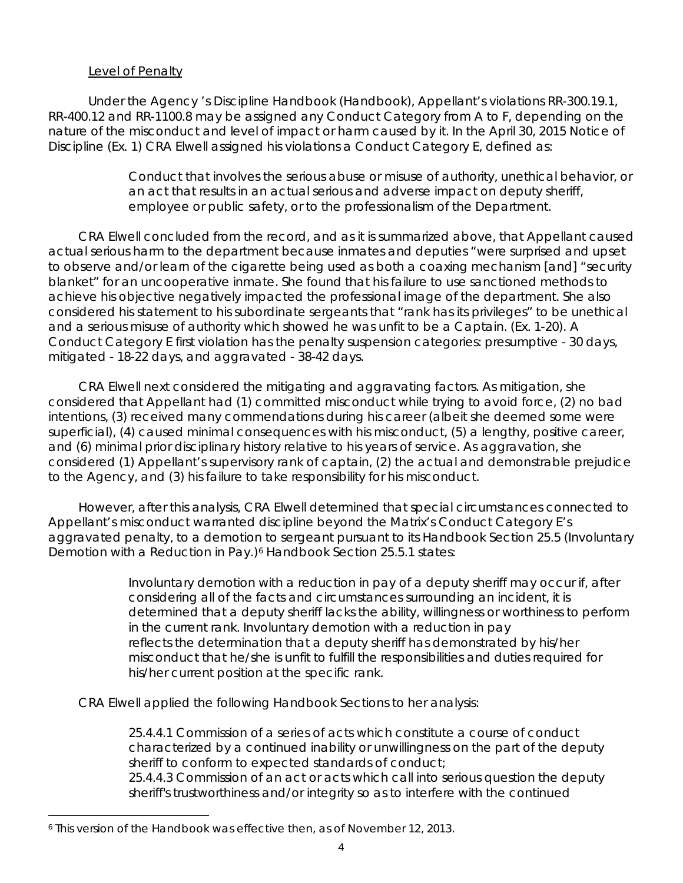Level of Penalty

Under the Agency 's Discipline Handbook (Handbook), Appellant's violations RR-300.19.1, RR-400.12 and RR-1100.8 may be assigned any Conduct Category from A to F, depending on the nature of the misconduct and level of impact or harm caused by it. In the April 30, 2015 Notice of Discipline (Ex. 1) CRA Elwell assigned his violations a Conduct Category E, defined as:

> Conduct that involves the serious abuse or misuse of authority, unethical behavior, or an act that results in an actual serious and adverse impact on deputy sheriff, employee or public safety, or to the professionalism of the Department.

CRA Elwell concluded from the record, and as it is summarized above, that Appellant caused actual serious harm to the department because inmates and deputies "were surprised and upset to observe and/or learn of the cigarette being used as both a coaxing mechanism [and] "security blanket" for an uncooperative inmate. She found that his failure to use sanctioned methods to achieve his objective negatively impacted the professional image of the department. She also considered his statement to his subordinate sergeants that "rank has its privileges" to be unethical and a serious misuse of authority which showed he was unfit to be a Captain. (Ex. 1-20). A Conduct Category E first violation has the penalty suspension categories: presumptive - 30 days, mitigated - 18-22 days, and aggravated - 38-42 days.

CRA Elwell next considered the mitigating and aggravating factors. As mitigation, she considered that Appellant had (1) committed misconduct while trying to avoid force, (2) no bad intentions, (3) received many commendations during his career (albeit she deemed some were superficial), (4) caused minimal consequences with his misconduct, (5) a lengthy, positive career, and (6) minimal prior disciplinary history relative to his years of service. As aggravation, she considered (1) Appellant's supervisory rank of captain, (2) the actual and demonstrable prejudice to the Agency, and (3) his failure to take responsibility for his misconduct.

However, after this analysis, CRA Elwell determined that special circumstances connected to Appellant's misconduct warranted discipline beyond the Matrix's Conduct Category E's aggravated penalty, to a demotion to sergeant pursuant to its Handbook Section 25.5 (Involuntary Demotion with a Reduction in Pay.)[6] Handbook Section 25.5.1 states:

> Involuntary demotion with a reduction in pay of a deputy sheriff may occur if, after considering all of the facts and circumstances surrounding an incident, it is determined that a deputy sheriff lacks the ability, willingness or worthiness to perform in the current rank. Involuntary demotion with a reduction in pay reflects the determination that a deputy sheriff has demonstrated by his/her misconduct that he/she is unfit to fulfill the responsibilities and duties required for his/her current position at the specific rank.

CRA Elwell applied the following Handbook Sections to her analysis:

> 25.4.4.1 Commission of a series of acts which constitute a course of conduct characterized by a continued inability or unwillingness on the part of the deputy sheriff to conform to expected standards of conduct;
> 25.4.4.3 Commission of an act or acts which call into serious question the deputy sheriff's trustworthiness and/or integrity so as to interfere with the continued

[6] This version of the Handbook was effective then, as of November 12, 2013.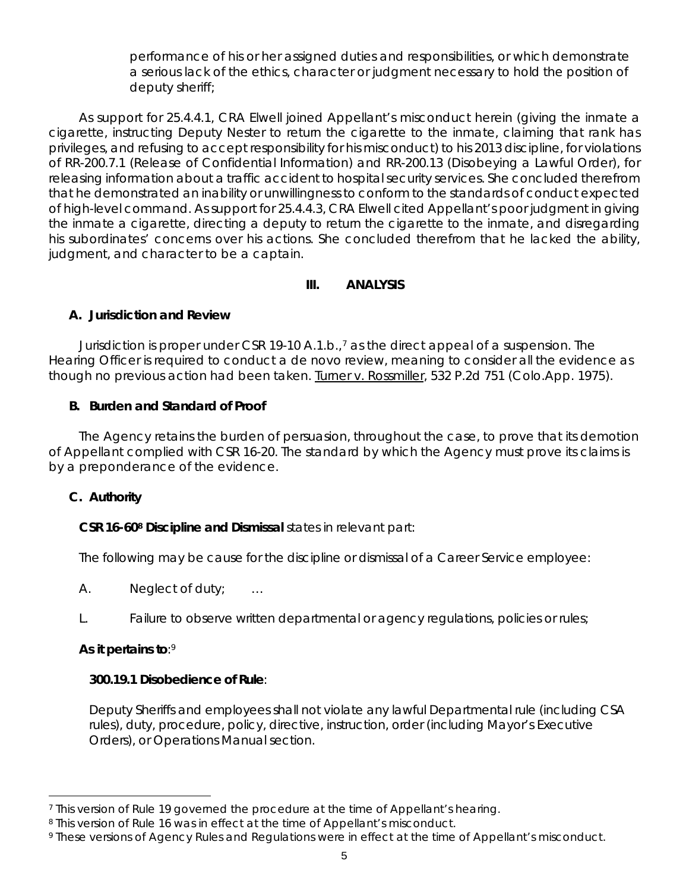performance of his or her assigned duties and responsibilities, or which demonstrate a serious lack of the ethics, character or judgment necessary to hold the position of deputy sheriff;

As support for 25.4.4.1, CRA Elwell joined Appellant's misconduct herein (giving the inmate a cigarette, instructing Deputy Nester to return the cigarette to the inmate, claiming that rank has privileges, and refusing to accept responsibility for his misconduct) to his 2013 discipline, for violations of RR-200.7.1 (Release of Confidential Information) and RR-200.13 (Disobeying a Lawful Order), for releasing information about a traffic accident to hospital security services. She concluded therefrom that he demonstrated an inability or unwillingness to conform to the standards of conduct expected of high-level command. As support for 25.4.4.3, CRA Elwell cited Appellant's poor judgment in giving the inmate a cigarette, directing a deputy to return the cigarette to the inmate, and disregarding his subordinates' concerns over his actions. She concluded therefrom that he lacked the ability, judgment, and character to be a captain.

## III. ANALYSIS

### A. Jurisdiction and Review

Jurisdiction is proper under CSR 19-10 A.1.b.,[7] as the direct appeal of a suspension. The Hearing Officer is required to conduct a de novo review, meaning to consider all the evidence as though no previous action had been taken. Turner v. Rossmiller, 532 P.2d 751 (Colo.App. 1975).

### B. Burden and Standard of Proof

The Agency retains the burden of persuasion, throughout the case, to prove that its demotion of Appellant complied with CSR 16-20. The standard by which the Agency must prove its claims is by a preponderance of the evidence.

### C. Authority

**CSR 16-60[8] Discipline and Dismissal** states in relevant part:

The following may be cause for the discipline or dismissal of a Career Service employee:

A. Neglect of duty; …

L. Failure to observe written departmental or agency regulations, policies or rules;

**As it pertains to**:[9]

**300.19.1 Disobedience of Rule**:

Deputy Sheriffs and employees shall not violate any lawful Departmental rule (including CSA rules), duty, procedure, policy, directive, instruction, order (including Mayor's Executive Orders), or Operations Manual section.

---

[7] This version of Rule 19 governed the procedure at the time of Appellant's hearing.

[8] This version of Rule 16 was in effect at the time of Appellant's misconduct.

[9] These versions of Agency Rules and Regulations were in effect at the time of Appellant's misconduct.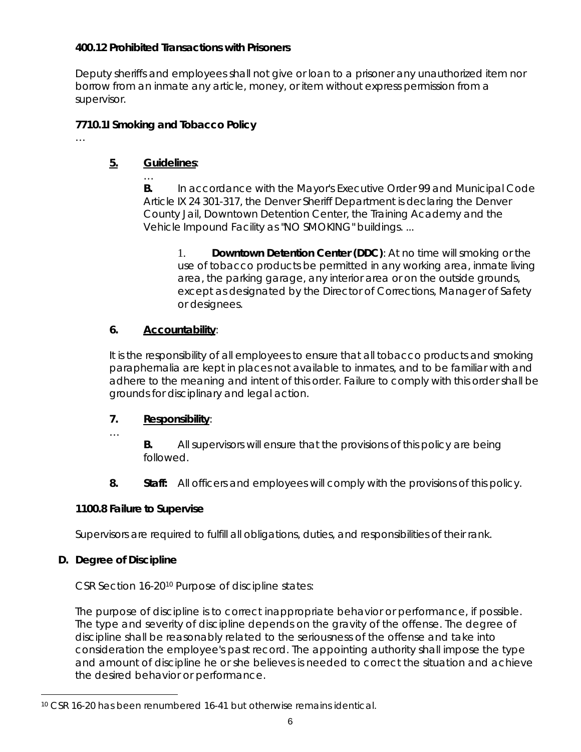**400.12 Prohibited Transactions with Prisoners**

Deputy sheriffs and employees shall not give or loan to a prisoner any unauthorized item nor borrow from an inmate any article, money, or item without express permission from a supervisor.

**7710.1I Smoking and Tobacco Policy**

…

**5.** **Guidelines**:

…

**B.** In accordance with the Mayor's Executive Order 99 and Municipal Code Article IX 24 301-317, the Denver Sheriff Department is declaring the Denver County Jail, Downtown Detention Center, the Training Academy and the Vehicle Impound Facility as "NO SMOKING" buildings. ...

1. **Downtown Detention Center (DDC)**: At no time will smoking or the use of tobacco products be permitted in any working area, inmate living area, the parking garage, any interior area or on the outside grounds, except as designated by the Director of Corrections, Manager of Safety or designees.

**6.** **Accountability**:

It is the responsibility of all employees to ensure that all tobacco products and smoking paraphernalia are kept in places not available to inmates, and to be familiar with and adhere to the meaning and intent of this order. Failure to comply with this order shall be grounds for disciplinary and legal action.

**7.** **Responsibility**:

…

**B.** All supervisors will ensure that the provisions of this policy are being followed.

**8.** **Staff:** All officers and employees will comply with the provisions of this policy.

**1100.8 Failure to Supervise**

Supervisors are required to fulfill all obligations, duties, and responsibilities of their rank.

**D. Degree of Discipline**

CSR Section 16-20[10] Purpose of discipline states:

The purpose of discipline is to correct inappropriate behavior or performance, if possible. The type and severity of discipline depends on the gravity of the offense. The degree of discipline shall be reasonably related to the seriousness of the offense and take into consideration the employee's past record. The appointing authority shall impose the type and amount of discipline he or she believes is needed to correct the situation and achieve the desired behavior or performance.

[10] CSR 16-20 has been renumbered 16-41 but otherwise remains identical.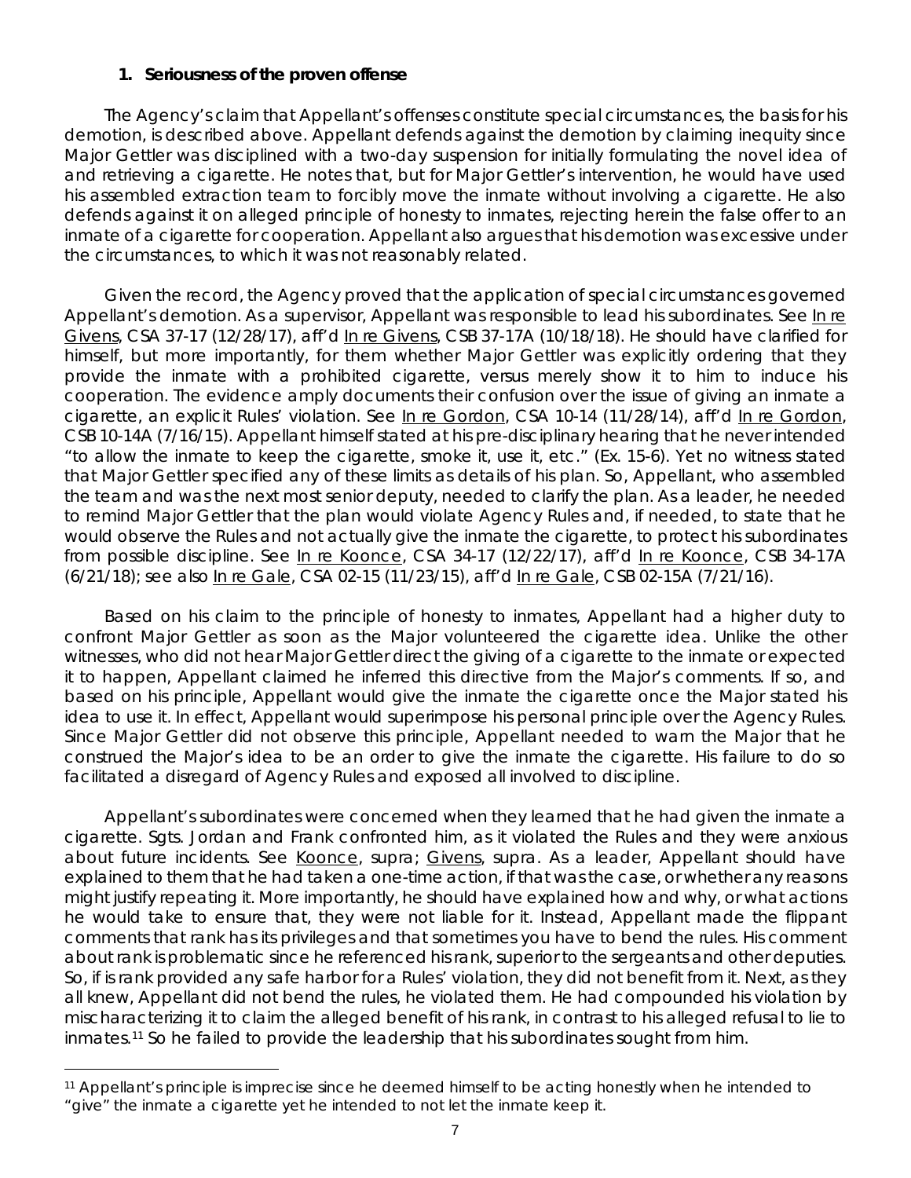### 1. Seriousness of the proven offense

The Agency's claim that Appellant's offenses constitute special circumstances, the basis for his demotion, is described above. Appellant defends against the demotion by claiming inequity since Major Gettler was disciplined with a two-day suspension for initially formulating the novel idea of and retrieving a cigarette. He notes that, but for Major Gettler's intervention, he would have used his assembled extraction team to forcibly move the inmate without involving a cigarette. He also defends against it on alleged principle of honesty to inmates, rejecting herein the false offer to an inmate of a cigarette for cooperation. Appellant also argues that his demotion was excessive under the circumstances, to which it was not reasonably related.

Given the record, the Agency proved that the application of special circumstances governed Appellant's demotion. As a supervisor, Appellant was responsible to lead his subordinates. See In re Givens, CSA 37-17 (12/28/17), aff'd In re Givens, CSB 37-17A (10/18/18). He should have clarified for himself, but more importantly, for them whether Major Gettler was explicitly ordering that they provide the inmate with a prohibited cigarette, versus merely show it to him to induce his cooperation. The evidence amply documents their confusion over the issue of giving an inmate a cigarette, an explicit Rules' violation. See In re Gordon, CSA 10-14 (11/28/14), aff'd In re Gordon, CSB 10-14A (7/16/15). Appellant himself stated at his pre-disciplinary hearing that he never intended "to allow the inmate to keep the cigarette, smoke it, use it, etc." (Ex. 15-6). Yet no witness stated that Major Gettler specified any of these limits as details of his plan. So, Appellant, who assembled the team and was the next most senior deputy, needed to clarify the plan. As a leader, he needed to remind Major Gettler that the plan would violate Agency Rules and, if needed, to state that he would observe the Rules and not actually give the inmate the cigarette, to protect his subordinates from possible discipline. See In re Koonce, CSA 34-17 (12/22/17), aff'd In re Koonce, CSB 34-17A (6/21/18); see also In re Gale, CSA 02-15 (11/23/15), aff'd In re Gale, CSB 02-15A (7/21/16).

Based on his claim to the principle of honesty to inmates, Appellant had a higher duty to confront Major Gettler as soon as the Major volunteered the cigarette idea. Unlike the other witnesses, who did not hear Major Gettler direct the giving of a cigarette to the inmate or expected it to happen, Appellant claimed he inferred this directive from the Major's comments. If so, and based on his principle, Appellant would give the inmate the cigarette once the Major stated his idea to use it. In effect, Appellant would superimpose his personal principle over the Agency Rules. Since Major Gettler did not observe this principle, Appellant needed to warn the Major that he construed the Major's idea to be an order to give the inmate the cigarette. His failure to do so facilitated a disregard of Agency Rules and exposed all involved to discipline.

Appellant's subordinates were concerned when they learned that he had given the inmate a cigarette. Sgts. Jordan and Frank confronted him, as it violated the Rules and they were anxious about future incidents. See Koonce, supra; Givens, supra. As a leader, Appellant should have explained to them that he had taken a one-time action, if that was the case, or whether any reasons might justify repeating it. More importantly, he should have explained how and why, or what actions he would take to ensure that, they were not liable for it. Instead, Appellant made the flippant comments that rank has its privileges and that sometimes you have to bend the rules. His comment about rank is problematic since he referenced his rank, superior to the sergeants and other deputies. So, if is rank provided any safe harbor for a Rules' violation, they did not benefit from it. Next, as they all knew, Appellant did not bend the rules, he violated them. He had compounded his violation by mischaracterizing it to claim the alleged benefit of his rank, in contrast to his alleged refusal to lie to inmates.[11] So he failed to provide the leadership that his subordinates sought from him.

[11] Appellant's principle is imprecise since he deemed himself to be acting honestly when he intended to "give" the inmate a cigarette yet he intended to not let the inmate keep it.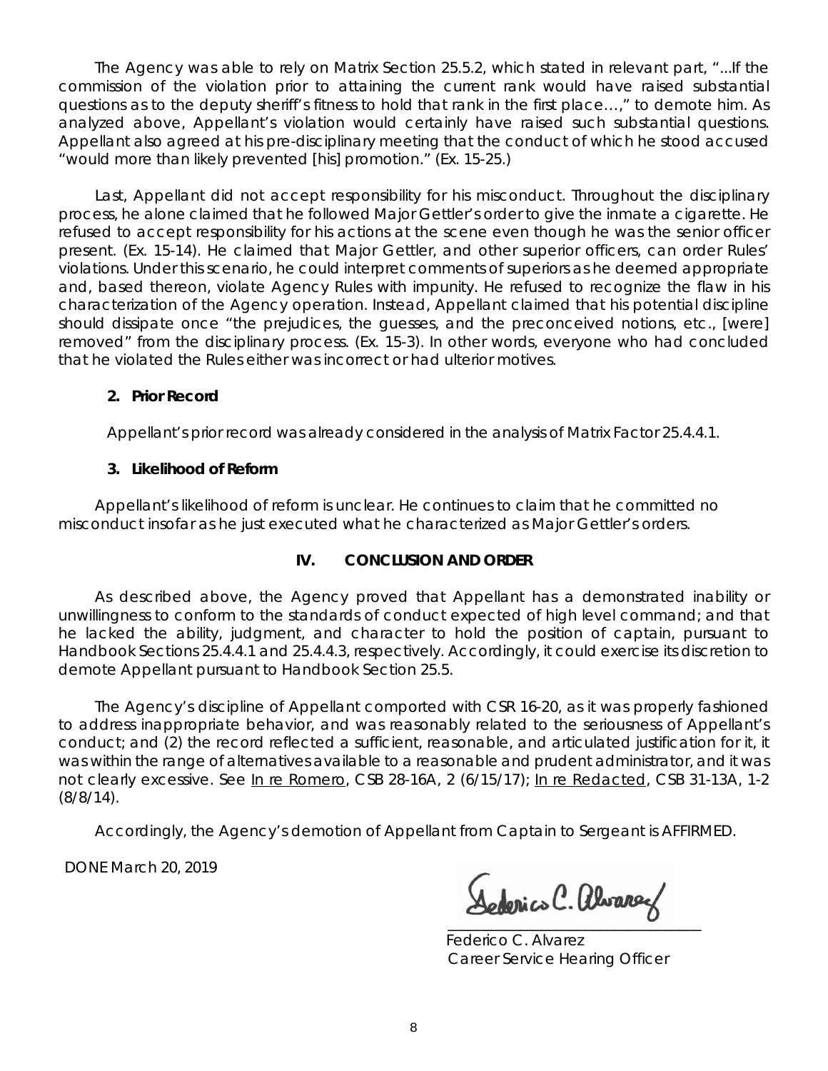The Agency was able to rely on Matrix Section 25.5.2, which stated in relevant part, "...If the commission of the violation prior to attaining the current rank would have raised substantial questions as to the deputy sheriff's fitness to hold that rank in the first place…," to demote him. As analyzed above, Appellant's violation would certainly have raised such substantial questions. Appellant also agreed at his pre-disciplinary meeting that the conduct of which he stood accused "would more than likely prevented [his] promotion." (Ex. 15-25.)

Last, Appellant did not accept responsibility for his misconduct. Throughout the disciplinary process, he alone claimed that he followed Major Gettler's order to give the inmate a cigarette. He refused to accept responsibility for his actions at the scene even though he was the senior officer present. (Ex. 15-14). He claimed that Major Gettler, and other superior officers, can order Rules' violations. Under this scenario, he could interpret comments of superiors as he deemed appropriate and, based thereon, violate Agency Rules with impunity. He refused to recognize the flaw in his characterization of the Agency operation. Instead, Appellant claimed that his potential discipline should dissipate once "the prejudices, the guesses, and the preconceived notions, etc., [were] removed" from the disciplinary process. (Ex. 15-3). In other words, everyone who had concluded that he violated the Rules either was incorrect or had ulterior motives.

**2. Prior Record**

Appellant's prior record was already considered in the analysis of Matrix Factor 25.4.4.1.

**3. Likelihood of Reform**

Appellant's likelihood of reform is unclear. He continues to claim that he committed no misconduct insofar as he just executed what he characterized as Major Gettler's orders.

## IV. CONCLUSION AND ORDER

As described above, the Agency proved that Appellant has a demonstrated inability or unwillingness to conform to the standards of conduct expected of high level command; and that he lacked the ability, judgment, and character to hold the position of captain, pursuant to Handbook Sections 25.4.4.1 and 25.4.4.3, respectively. Accordingly, it could exercise its discretion to demote Appellant pursuant to Handbook Section 25.5.

The Agency's discipline of Appellant comported with CSR 16-20, as it was properly fashioned to address inappropriate behavior, and was reasonably related to the seriousness of Appellant's conduct; and (2) the record reflected a sufficient, reasonable, and articulated justification for it, it was within the range of alternatives available to a reasonable and prudent administrator, and it was not clearly excessive. See In re Romero, CSB 28-16A, 2 (6/15/17); In re Redacted, CSB 31-13A, 1-2 (8/8/14).

Accordingly, the Agency's demotion of Appellant from Captain to Sergeant is AFFIRMED.

DONE March 20, 2019

Federico C. Alvarez
Career Service Hearing Officer